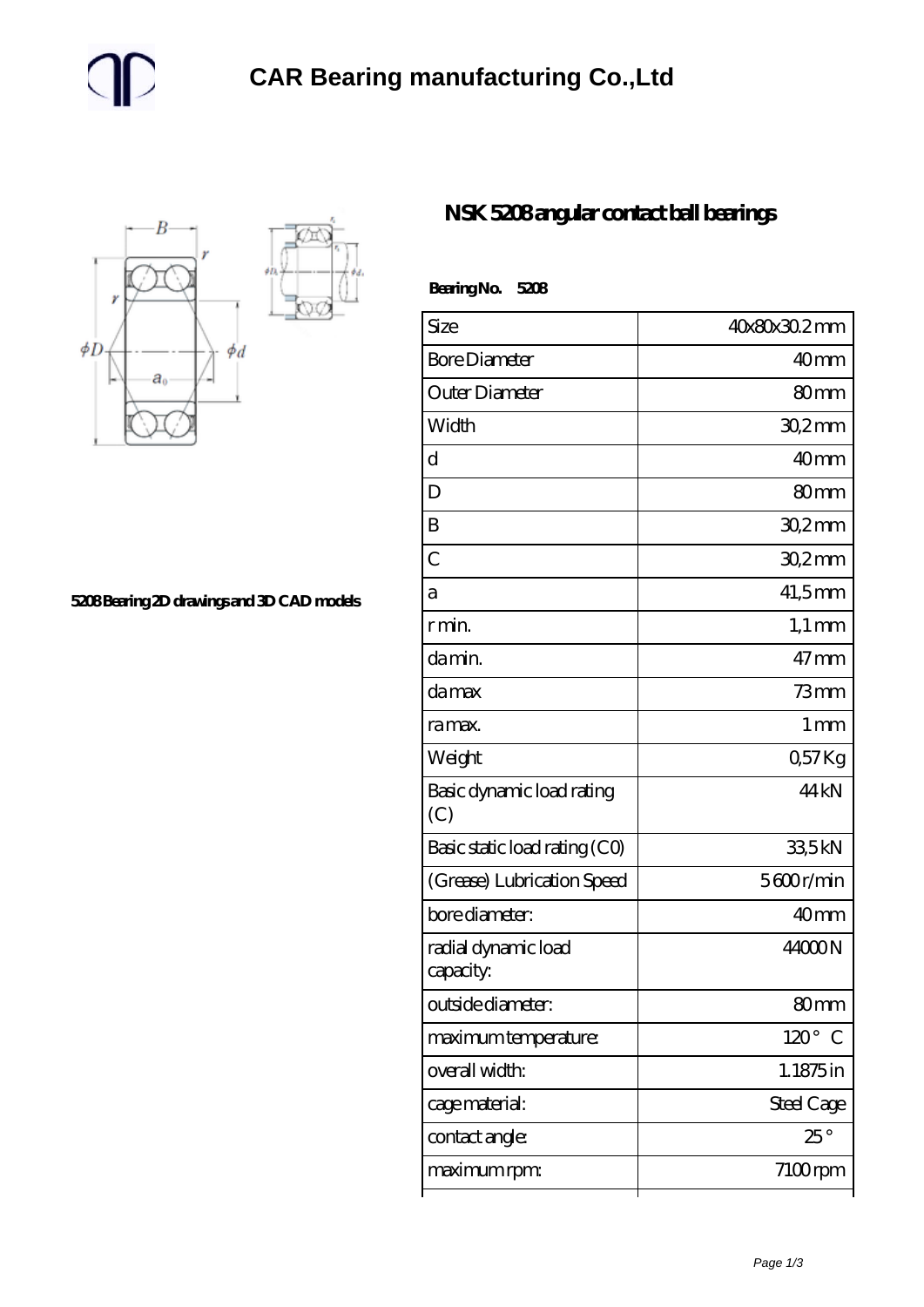# CAR Bearing manufacturing Co.,Ltd

5208 Bearing 2D drawings and 3D CAD models

## NSK 5208 angular contact ball bearings

**Bearing No. 5208**

| | |
|---|---|
| Size | 40x80x30.2 mm |
| Bore Diameter | 40 mm |
| Outer Diameter | 80 mm |
| Width | 30,2 mm |
| d | 40 mm |
| D | 80 mm |
| B | 30,2 mm |
| C | 30,2 mm |
| a | 41,5 mm |
| r min. | 1,1 mm |
| da min. | 47 mm |
| da max | 73 mm |
| ra max. | 1 mm |
| Weight | 0,57 Kg |
| Basic dynamic load rating (C) | 44 kN |
| Basic static load rating (C0) | 33,5 kN |
| (Grease) Lubrication Speed | 5600 r/min |
| bore diameter: | 40 mm |
| radial dynamic load capacity: | 44000 N |
| outside diameter: | 80 mm |
| maximum temperature: | 120 ° C |
| overall width: | 1.1875 in |
| cage material: | Steel Cage |
| contact angle: | 25 ° |
| maximum rpm: | 7100 rpm |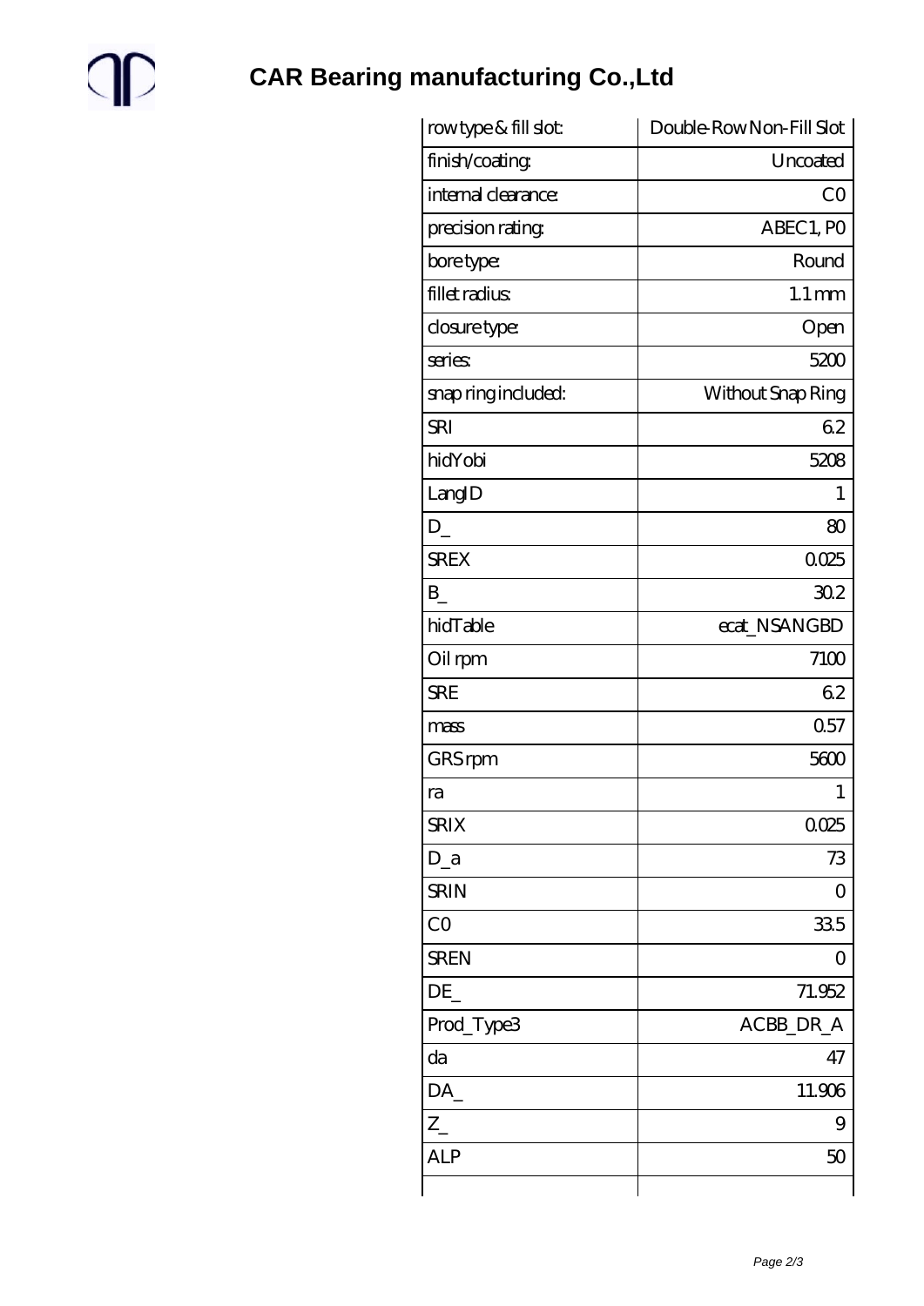# CAR Bearing manufacturing Co.,Ltd

| | |
|---|---|
| row type & fill slot: | Double-Row Non-Fill Slot |
| finish/coating: | Uncoated |
| internal clearance: | C0 |
| precision rating: | ABEC1, P0 |
| bore type: | Round |
| fillet radius: | 1.1 mm |
| closure type: | Open |
| series: | 5200 |
| snap ring included: | Without Snap Ring |
| SRI | 6.2 |
| hidYobi | 5208 |
| LangID | 1 |
| D_ | 80 |
| SREX | 0.025 |
| B_ | 30.2 |
| hidTable | ecat_NSANGBD |
| Oil rpm | 7100 |
| SRE | 6.2 |
| mass | 0.57 |
| GRS rpm | 5600 |
| ra | 1 |
| SRIX | 0.025 |
| D_a | 73 |
| SRIN | 0 |
| C0 | 33.5 |
| SREN | 0 |
| DE_ | 71.952 |
| Prod_Type3 | ACBB_DR_A |
| da | 47 |
| DA_ | 11.906 |
| Z_ | 9 |
| ALP | 50 |
| | |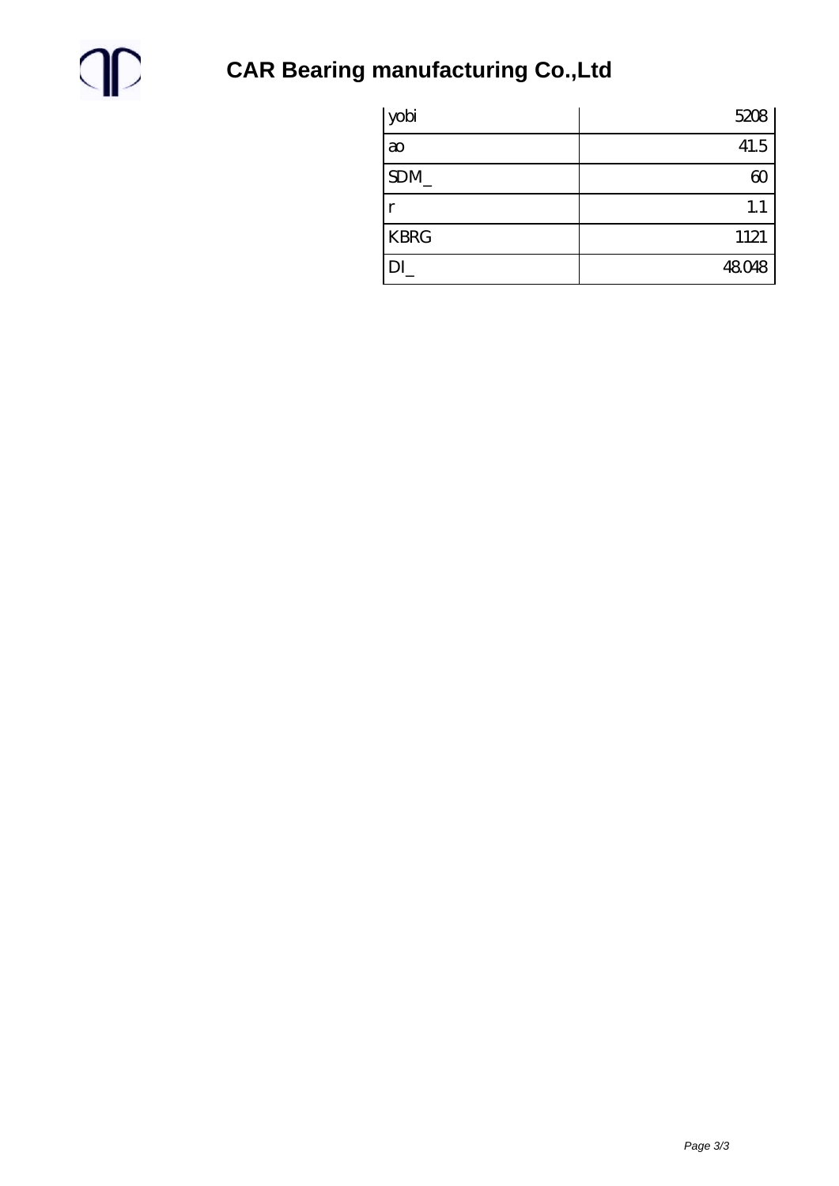| | |
|---|---|
| yobi | 5208 |
| ao | 41.5 |
| SDM_ | 60 |
| r | 1.1 |
| KBRG | 1121 |
| DI_ | 48.048 |